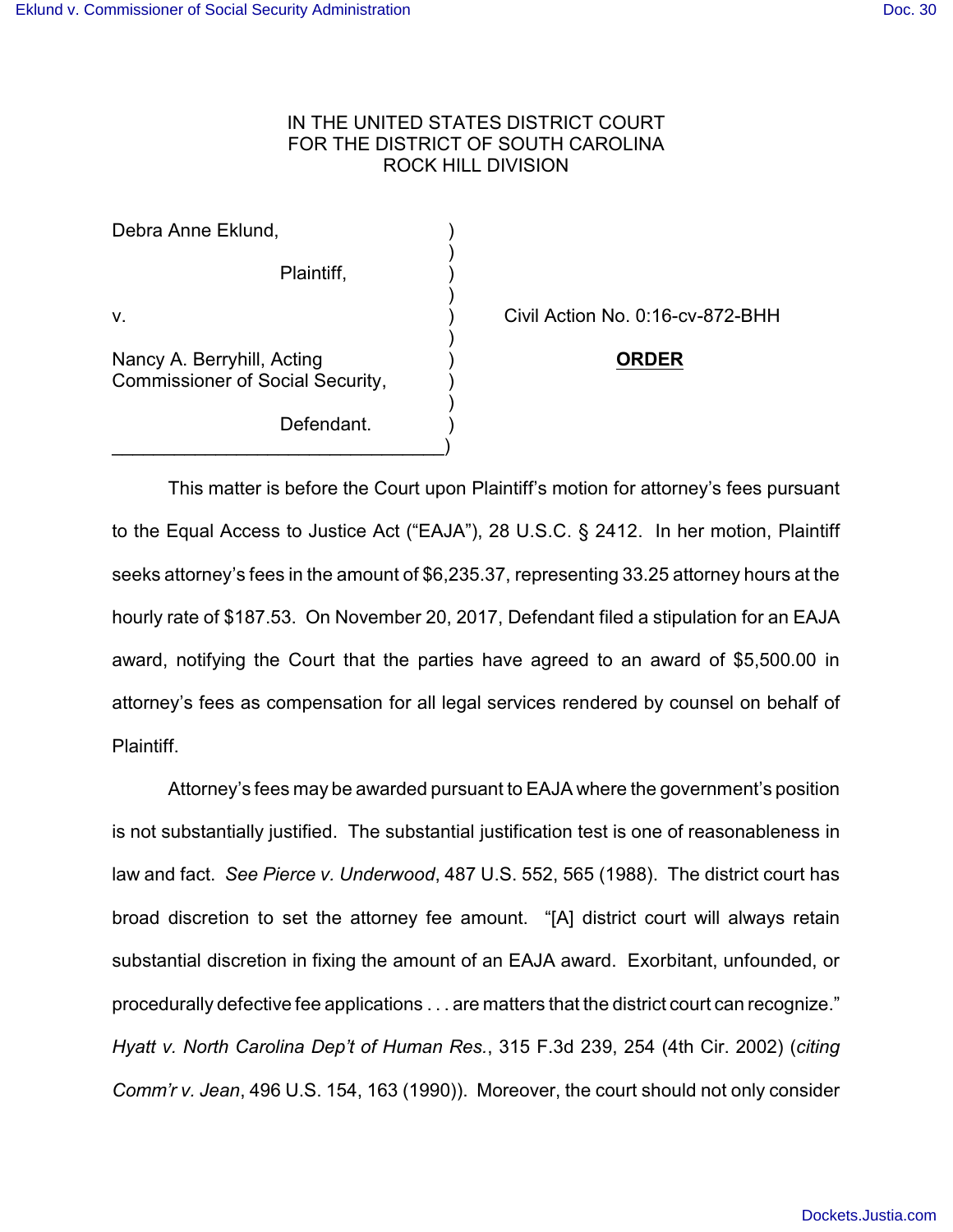IN THE UNITED STATES DISTRICT COURT
FOR THE DISTRICT OF SOUTH CAROLINA
ROCK HILL DIVISION

| | |
|---|---|
| Debra Anne Eklund,<br><br>Plaintiff,<br><br>v.<br><br>Nancy A. Berryhill, Acting Commissioner of Social Security,<br><br>Defendant. | Civil Action No. 0:16-cv-872-BHH<br><br>**ORDER** |

This matter is before the Court upon Plaintiff's motion for attorney's fees pursuant to the Equal Access to Justice Act ("EAJA"), 28 U.S.C. § 2412. In her motion, Plaintiff seeks attorney's fees in the amount of $6,235.37, representing 33.25 attorney hours at the hourly rate of $187.53. On November 20, 2017, Defendant filed a stipulation for an EAJA award, notifying the Court that the parties have agreed to an award of $5,500.00 in attorney's fees as compensation for all legal services rendered by counsel on behalf of Plaintiff.

Attorney's fees may be awarded pursuant to EAJA where the government's position is not substantially justified. The substantial justification test is one of reasonableness in law and fact. *See Pierce v. Underwood*, 487 U.S. 552, 565 (1988). The district court has broad discretion to set the attorney fee amount. "[A] district court will always retain substantial discretion in fixing the amount of an EAJA award. Exorbitant, unfounded, or procedurally defective fee applications . . . are matters that the district court can recognize." *Hyatt v. North Carolina Dep't of Human Res.*, 315 F.3d 239, 254 (4th Cir. 2002) (*citing Comm'r v. Jean*, 496 U.S. 154, 163 (1990)). Moreover, the court should not only consider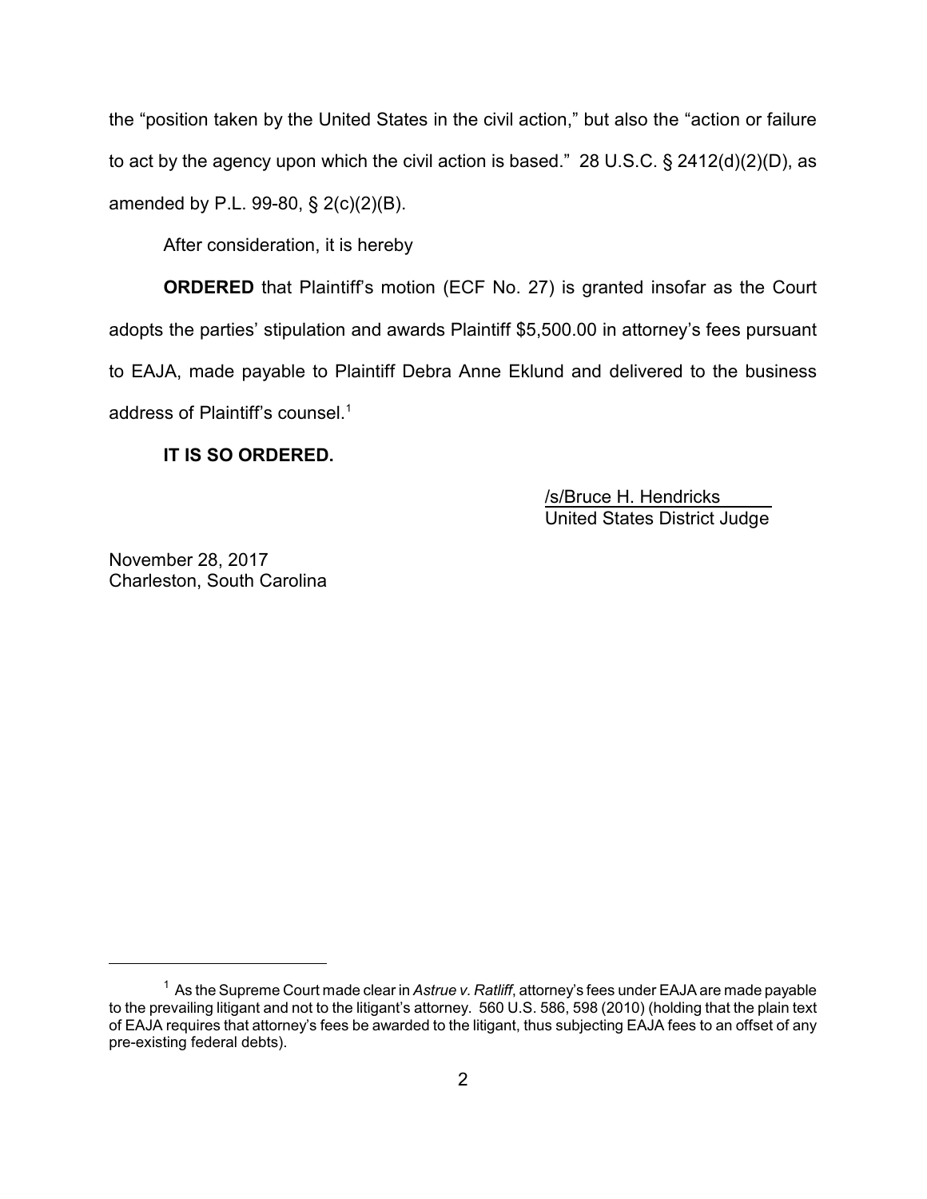the "position taken by the United States in the civil action," but also the "action or failure to act by the agency upon which the civil action is based." 28 U.S.C. § 2412(d)(2)(D), as amended by P.L. 99-80, § 2(c)(2)(B).

After consideration, it is hereby

**ORDERED** that Plaintiff's motion (ECF No. 27) is granted insofar as the Court adopts the parties' stipulation and awards Plaintiff $5,500.00 in attorney's fees pursuant to EAJA, made payable to Plaintiff Debra Anne Eklund and delivered to the business address of Plaintiff's counsel.[1]

**IT IS SO ORDERED.**

/s/Bruce H. Hendricks
United States District Judge

November 28, 2017
Charleston, South Carolina

[1] As the Supreme Court made clear in *Astrue v. Ratliff*, attorney's fees under EAJA are made payable to the prevailing litigant and not to the litigant's attorney. 560 U.S. 586, 598 (2010) (holding that the plain text of EAJA requires that attorney's fees be awarded to the litigant, thus subjecting EAJA fees to an offset of any pre-existing federal debts).